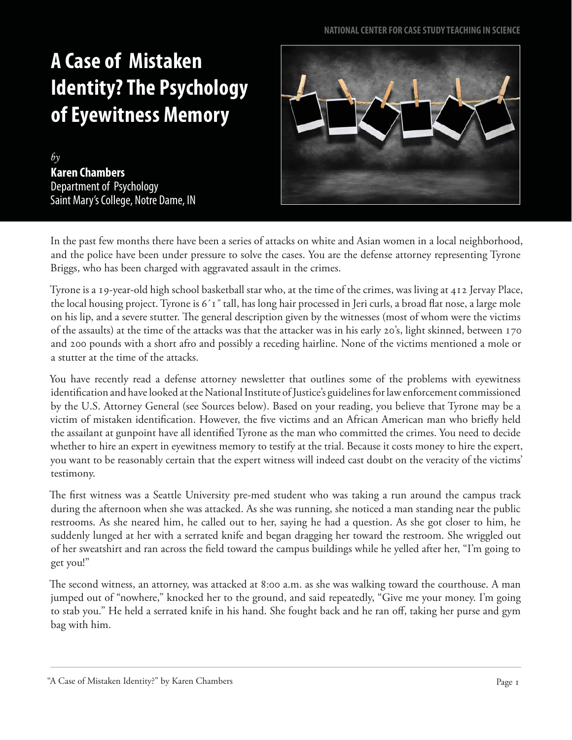# A Case of Mistaken Identity? The Psychology of Eyewitness Memory

*by*
**Karen Chambers**
Department of Psychology
Saint Mary's College, Notre Dame, IN

In the past few months there have been a series of attacks on white and Asian women in a local neighborhood, and the police have been under pressure to solve the cases. You are the defense attorney representing Tyrone Briggs, who has been charged with aggravated assault in the crimes.

Tyrone is a 19-year-old high school basketball star who, at the time of the crimes, was living at 412 Jervay Place, the local housing project. Tyrone is 6′1″ tall, has long hair processed in Jeri curls, a broad flat nose, a large mole on his lip, and a severe stutter. The general description given by the witnesses (most of whom were the victims of the assaults) at the time of the attacks was that the attacker was in his early 20's, light skinned, between 170 and 200 pounds with a short afro and possibly a receding hairline. None of the victims mentioned a mole or a stutter at the time of the attacks.

You have recently read a defense attorney newsletter that outlines some of the problems with eyewitness identification and have looked at the National Institute of Justice's guidelines for law enforcement commissioned by the U.S. Attorney General (see Sources below). Based on your reading, you believe that Tyrone may be a victim of mistaken identification. However, the five victims and an African American man who briefly held the assailant at gunpoint have all identified Tyrone as the man who committed the crimes. You need to decide whether to hire an expert in eyewitness memory to testify at the trial. Because it costs money to hire the expert, you want to be reasonably certain that the expert witness will indeed cast doubt on the veracity of the victims' testimony.

The first witness was a Seattle University pre-med student who was taking a run around the campus track during the afternoon when she was attacked. As she was running, she noticed a man standing near the public restrooms. As she neared him, he called out to her, saying he had a question. As she got closer to him, he suddenly lunged at her with a serrated knife and began dragging her toward the restroom. She wriggled out of her sweatshirt and ran across the field toward the campus buildings while he yelled after her, "I'm going to get you!"

The second witness, an attorney, was attacked at 8:00 a.m. as she was walking toward the courthouse. A man jumped out of "nowhere," knocked her to the ground, and said repeatedly, "Give me your money. I'm going to stab you." He held a serrated knife in his hand. She fought back and he ran off, taking her purse and gym bag with him.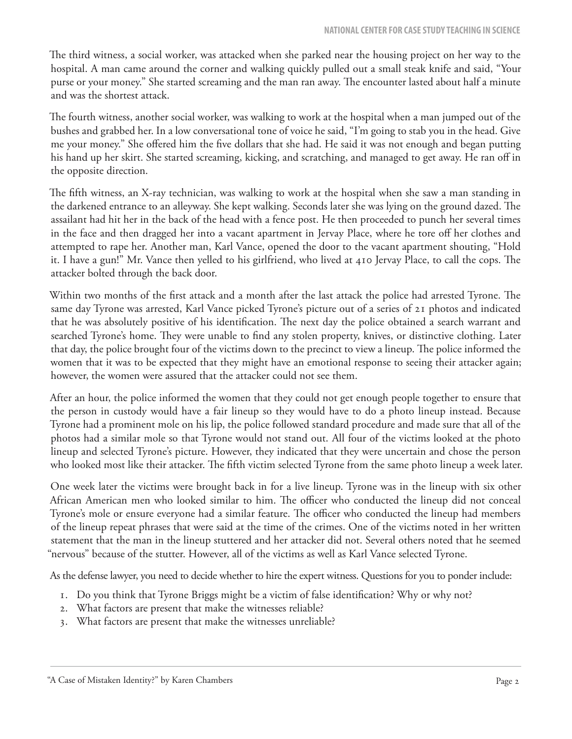The third witness, a social worker, was attacked when she parked near the housing project on her way to the hospital. A man came around the corner and walking quickly pulled out a small steak knife and said, "Your purse or your money." She started screaming and the man ran away. The encounter lasted about half a minute and was the shortest attack.

The fourth witness, another social worker, was walking to work at the hospital when a man jumped out of the bushes and grabbed her. In a low conversational tone of voice he said, "I'm going to stab you in the head. Give me your money." She offered him the five dollars that she had. He said it was not enough and began putting his hand up her skirt. She started screaming, kicking, and scratching, and managed to get away. He ran off in the opposite direction.

The fifth witness, an X-ray technician, was walking to work at the hospital when she saw a man standing in the darkened entrance to an alleyway. She kept walking. Seconds later she was lying on the ground dazed. The assailant had hit her in the back of the head with a fence post. He then proceeded to punch her several times in the face and then dragged her into a vacant apartment in Jervay Place, where he tore off her clothes and attempted to rape her. Another man, Karl Vance, opened the door to the vacant apartment shouting, "Hold it. I have a gun!" Mr. Vance then yelled to his girlfriend, who lived at 410 Jervay Place, to call the cops. The attacker bolted through the back door.

Within two months of the first attack and a month after the last attack the police had arrested Tyrone. The same day Tyrone was arrested, Karl Vance picked Tyrone's picture out of a series of 21 photos and indicated that he was absolutely positive of his identification. The next day the police obtained a search warrant and searched Tyrone's home. They were unable to find any stolen property, knives, or distinctive clothing. Later that day, the police brought four of the victims down to the precinct to view a lineup. The police informed the women that it was to be expected that they might have an emotional response to seeing their attacker again; however, the women were assured that the attacker could not see them.

After an hour, the police informed the women that they could not get enough people together to ensure that the person in custody would have a fair lineup so they would have to do a photo lineup instead. Because Tyrone had a prominent mole on his lip, the police followed standard procedure and made sure that all of the photos had a similar mole so that Tyrone would not stand out. All four of the victims looked at the photo lineup and selected Tyrone's picture. However, they indicated that they were uncertain and chose the person who looked most like their attacker. The fifth victim selected Tyrone from the same photo lineup a week later.

One week later the victims were brought back in for a live lineup. Tyrone was in the lineup with six other African American men who looked similar to him. The officer who conducted the lineup did not conceal Tyrone's mole or ensure everyone had a similar feature. The officer who conducted the lineup had members of the lineup repeat phrases that were said at the time of the crimes. One of the victims noted in her written statement that the man in the lineup stuttered and her attacker did not. Several others noted that he seemed "nervous" because of the stutter. However, all of the victims as well as Karl Vance selected Tyrone.

As the defense lawyer, you need to decide whether to hire the expert witness. Questions for you to ponder include:

1. Do you think that Tyrone Briggs might be a victim of false identification? Why or why not?
2. What factors are present that make the witnesses reliable?
3. What factors are present that make the witnesses unreliable?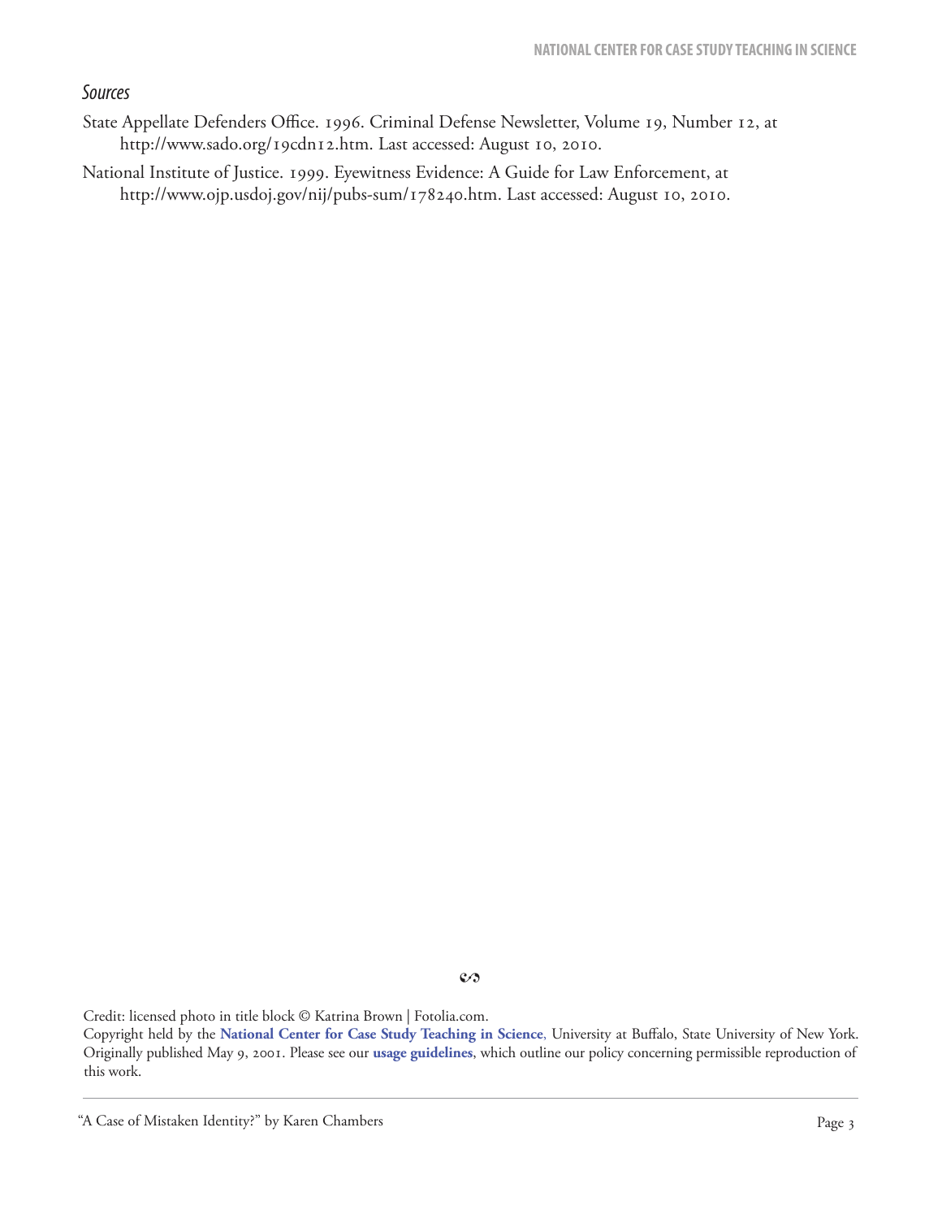### *Sources*

State Appellate Defenders Office. 1996. Criminal Defense Newsletter, Volume 19, Number 12, at http://www.sado.org/19cdn12.htm. Last accessed: August 10, 2010.

National Institute of Justice. 1999. Eyewitness Evidence: A Guide for Law Enforcement, at http://www.ojp.usdoj.gov/nij/pubs-sum/178240.htm. Last accessed: August 10, 2010.

Credit: licensed photo in title block © Katrina Brown | Fotolia.com.
Copyright held by the **National Center for Case Study Teaching in Science**, University at Buffalo, State University of New York. Originally published May 9, 2001. Please see our **usage guidelines**, which outline our policy concerning permissible reproduction of this work.